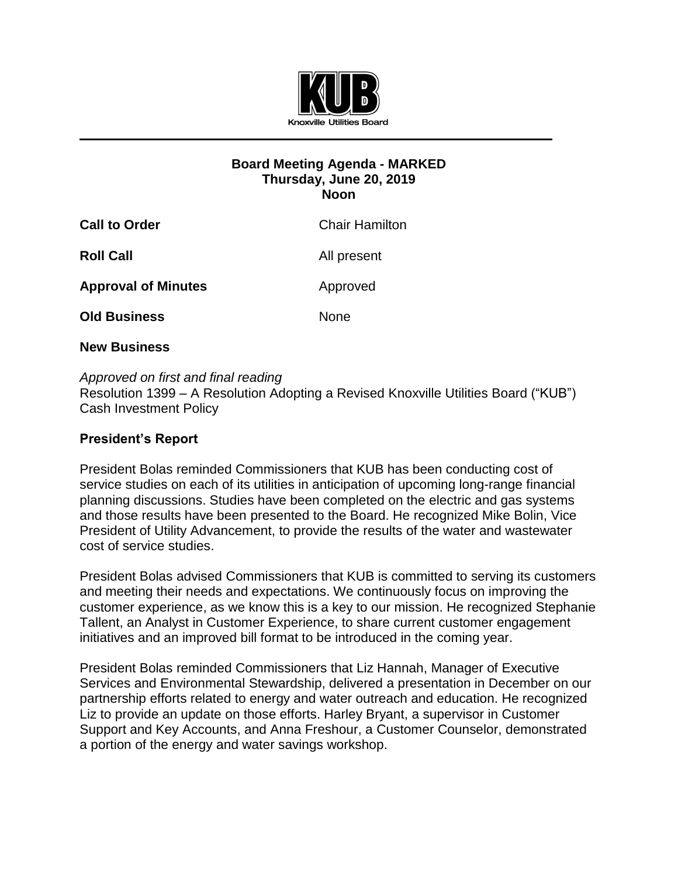Knoxville Utilities Board

**Board Meeting Agenda - MARKED**
**Thursday, June 20, 2019**
**Noon**

| | |
|---|---|
| **Call to Order** | Chair Hamilton |
| **Roll Call** | All present |
| **Approval of Minutes** | Approved |
| **Old Business** | None |

**New Business**

*Approved on first and final reading*
Resolution 1399 – A Resolution Adopting a Revised Knoxville Utilities Board ("KUB") Cash Investment Policy

**President's Report**

President Bolas reminded Commissioners that KUB has been conducting cost of service studies on each of its utilities in anticipation of upcoming long-range financial planning discussions. Studies have been completed on the electric and gas systems and those results have been presented to the Board. He recognized Mike Bolin, Vice President of Utility Advancement, to provide the results of the water and wastewater cost of service studies.

President Bolas advised Commissioners that KUB is committed to serving its customers and meeting their needs and expectations. We continuously focus on improving the customer experience, as we know this is a key to our mission. He recognized Stephanie Tallent, an Analyst in Customer Experience, to share current customer engagement initiatives and an improved bill format to be introduced in the coming year.

President Bolas reminded Commissioners that Liz Hannah, Manager of Executive Services and Environmental Stewardship, delivered a presentation in December on our partnership efforts related to energy and water outreach and education. He recognized Liz to provide an update on those efforts. Harley Bryant, a supervisor in Customer Support and Key Accounts, and Anna Freshour, a Customer Counselor, demonstrated a portion of the energy and water savings workshop.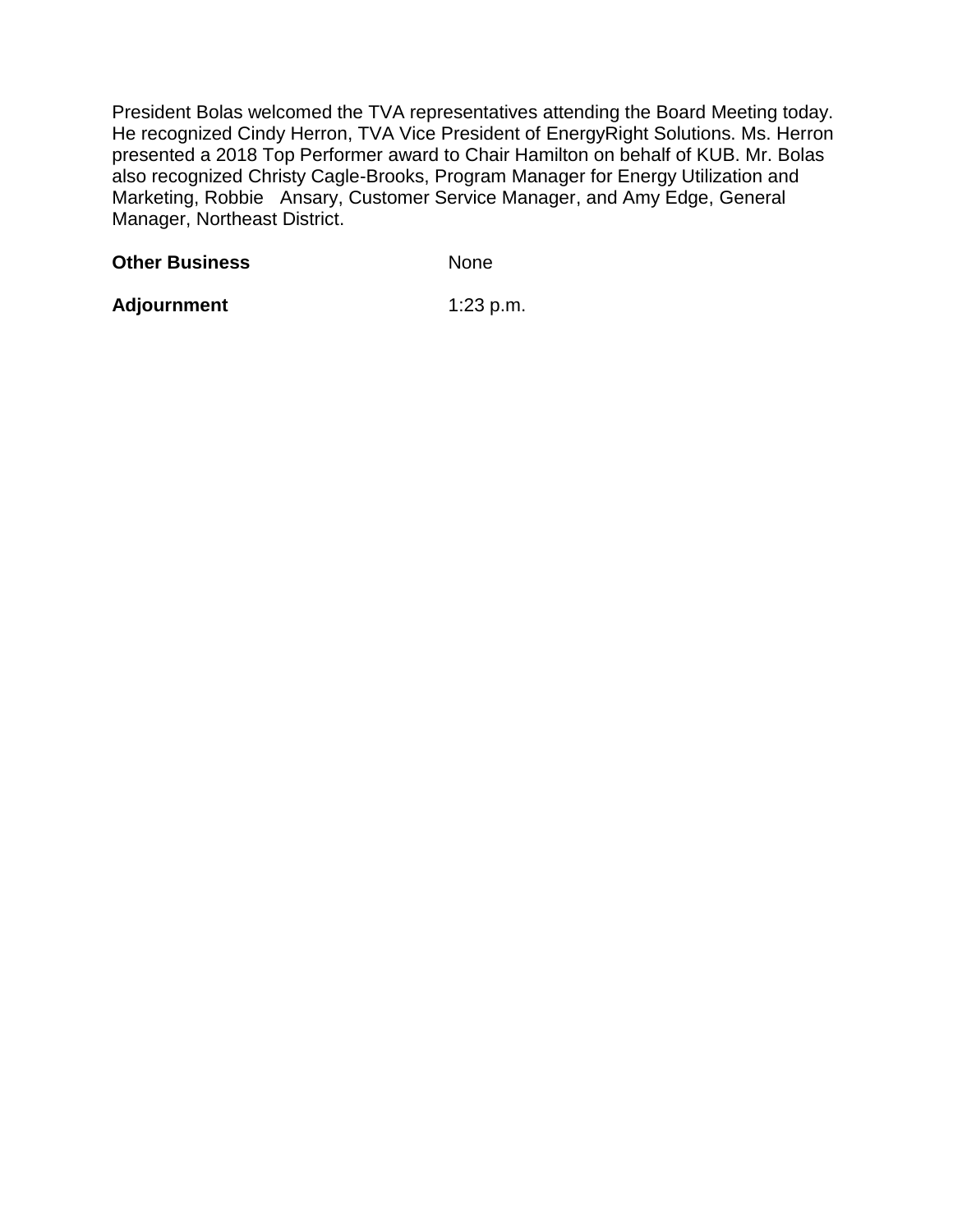President Bolas welcomed the TVA representatives attending the Board Meeting today. He recognized Cindy Herron, TVA Vice President of EnergyRight Solutions. Ms. Herron presented a 2018 Top Performer award to Chair Hamilton on behalf of KUB. Mr. Bolas also recognized Christy Cagle-Brooks, Program Manager for Energy Utilization and Marketing, Robbie Ansary, Customer Service Manager, and Amy Edge, General Manager, Northeast District.

**Other Business** None

**Adjournment** 1:23 p.m.